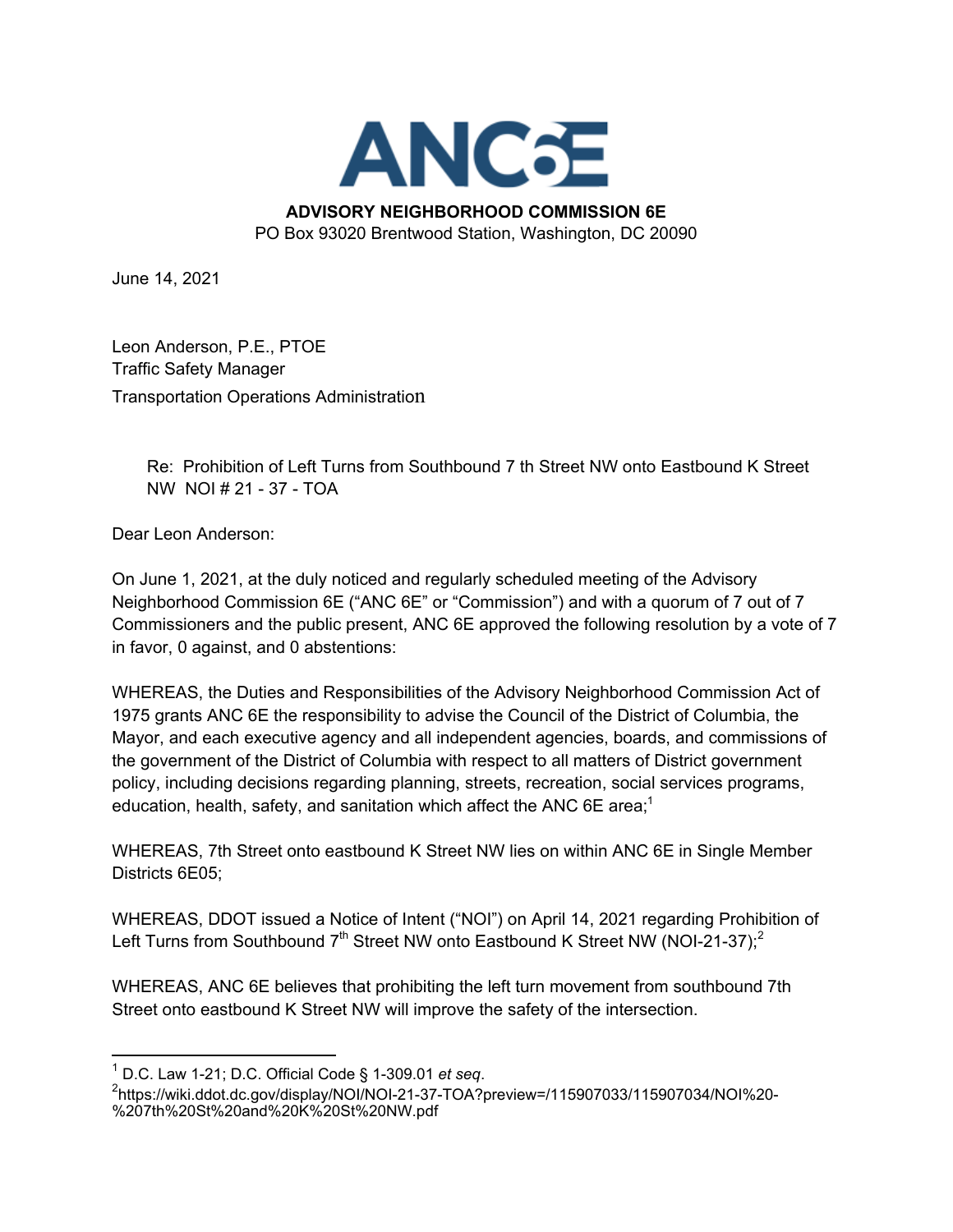# ANC6E

**ADVISORY NEIGHBORHOOD COMMISSION 6E**
PO Box 93020 Brentwood Station, Washington, DC 20090

June 14, 2021

Leon Anderson, P.E., PTOE
Traffic Safety Manager
Transportation Operations Administration

Re: Prohibition of Left Turns from Southbound 7 th Street NW onto Eastbound K Street NW NOI # 21 - 37 - TOA

Dear Leon Anderson:

On June 1, 2021, at the duly noticed and regularly scheduled meeting of the Advisory Neighborhood Commission 6E ("ANC 6E" or "Commission") and with a quorum of 7 out of 7 Commissioners and the public present, ANC 6E approved the following resolution by a vote of 7 in favor, 0 against, and 0 abstentions:

WHEREAS, the Duties and Responsibilities of the Advisory Neighborhood Commission Act of 1975 grants ANC 6E the responsibility to advise the Council of the District of Columbia, the Mayor, and each executive agency and all independent agencies, boards, and commissions of the government of the District of Columbia with respect to all matters of District government policy, including decisions regarding planning, streets, recreation, social services programs, education, health, safety, and sanitation which affect the ANC 6E area;[1]

WHEREAS, 7th Street onto eastbound K Street NW lies on within ANC 6E in Single Member Districts 6E05;

WHEREAS, DDOT issued a Notice of Intent ("NOI") on April 14, 2021 regarding Prohibition of Left Turns from Southbound 7th Street NW onto Eastbound K Street NW (NOI-21-37);[2]

WHEREAS, ANC 6E believes that prohibiting the left turn movement from southbound 7th Street onto eastbound K Street NW will improve the safety of the intersection.

---

[1] D.C. Law 1-21; D.C. Official Code § 1-309.01 *et seq*.

[2] https://wiki.ddot.dc.gov/display/NOI/NOI-21-37-TOA?preview=/115907033/115907034/NOI%20-%207th%20St%20and%20K%20St%20NW.pdf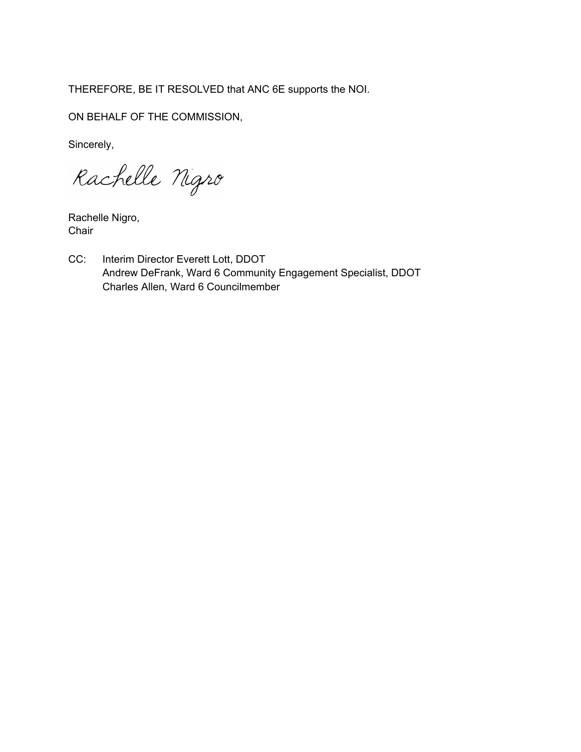THEREFORE, BE IT RESOLVED that ANC 6E supports the NOI.

ON BEHALF OF THE COMMISSION,

Sincerely,

Rachelle Nigro

Rachelle Nigro,
Chair

CC: Interim Director Everett Lott, DDOT
Andrew DeFrank, Ward 6 Community Engagement Specialist, DDOT
Charles Allen, Ward 6 Councilmember